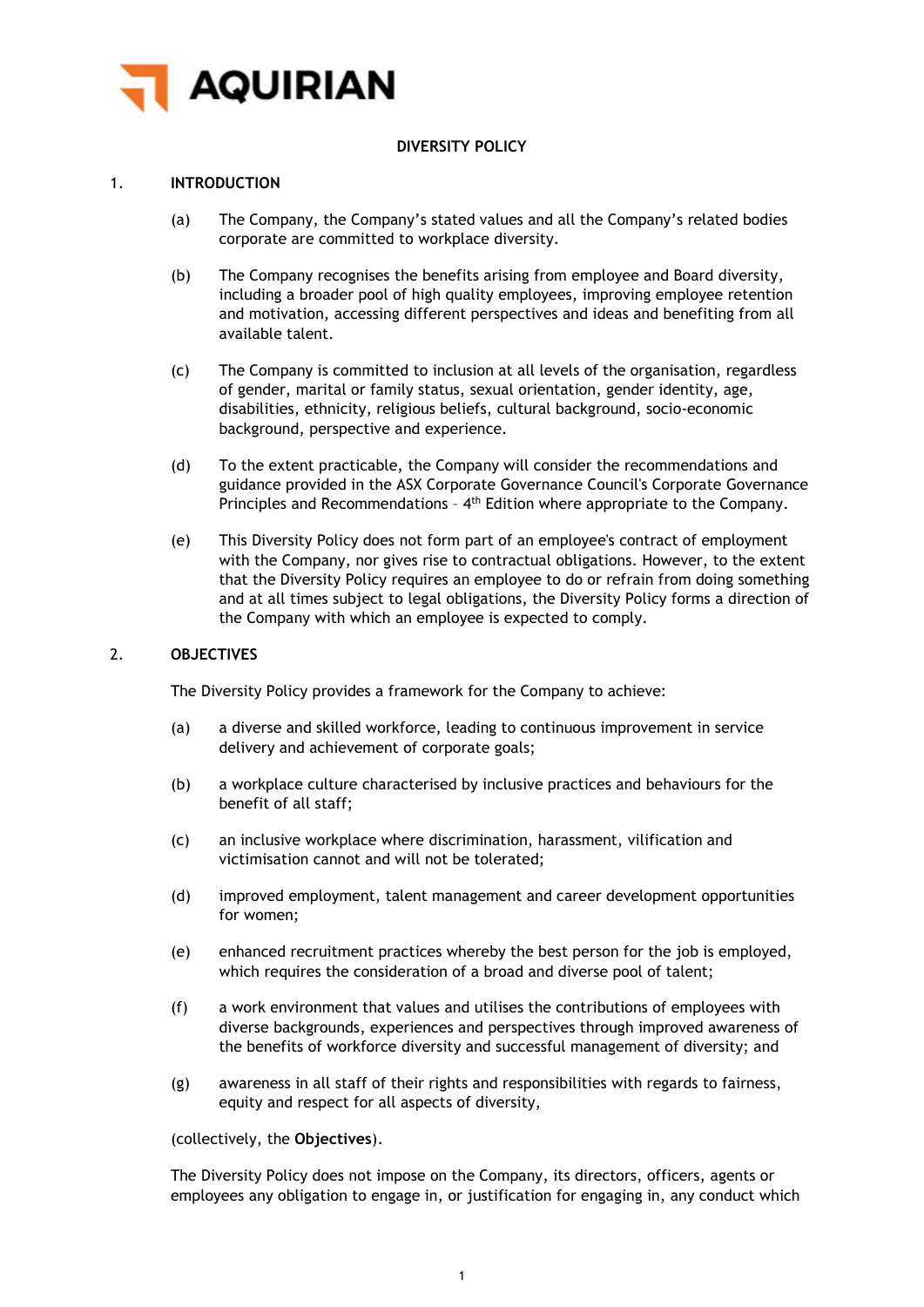AQUIRIAN

# DIVERSITY POLICY

## 1. INTRODUCTION

(a) The Company, the Company's stated values and all the Company's related bodies corporate are committed to workplace diversity.

(b) The Company recognises the benefits arising from employee and Board diversity, including a broader pool of high quality employees, improving employee retention and motivation, accessing different perspectives and ideas and benefiting from all available talent.

(c) The Company is committed to inclusion at all levels of the organisation, regardless of gender, marital or family status, sexual orientation, gender identity, age, disabilities, ethnicity, religious beliefs, cultural background, socio-economic background, perspective and experience.

(d) To the extent practicable, the Company will consider the recommendations and guidance provided in the ASX Corporate Governance Council's Corporate Governance Principles and Recommendations – 4th Edition where appropriate to the Company.

(e) This Diversity Policy does not form part of an employee's contract of employment with the Company, nor gives rise to contractual obligations. However, to the extent that the Diversity Policy requires an employee to do or refrain from doing something and at all times subject to legal obligations, the Diversity Policy forms a direction of the Company with which an employee is expected to comply.

## 2. OBJECTIVES

The Diversity Policy provides a framework for the Company to achieve:

(a) a diverse and skilled workforce, leading to continuous improvement in service delivery and achievement of corporate goals;

(b) a workplace culture characterised by inclusive practices and behaviours for the benefit of all staff;

(c) an inclusive workplace where discrimination, harassment, vilification and victimisation cannot and will not be tolerated;

(d) improved employment, talent management and career development opportunities for women;

(e) enhanced recruitment practices whereby the best person for the job is employed, which requires the consideration of a broad and diverse pool of talent;

(f) a work environment that values and utilises the contributions of employees with diverse backgrounds, experiences and perspectives through improved awareness of the benefits of workforce diversity and successful management of diversity; and

(g) awareness in all staff of their rights and responsibilities with regards to fairness, equity and respect for all aspects of diversity,

(collectively, the **Objectives**).

The Diversity Policy does not impose on the Company, its directors, officers, agents or employees any obligation to engage in, or justification for engaging in, any conduct which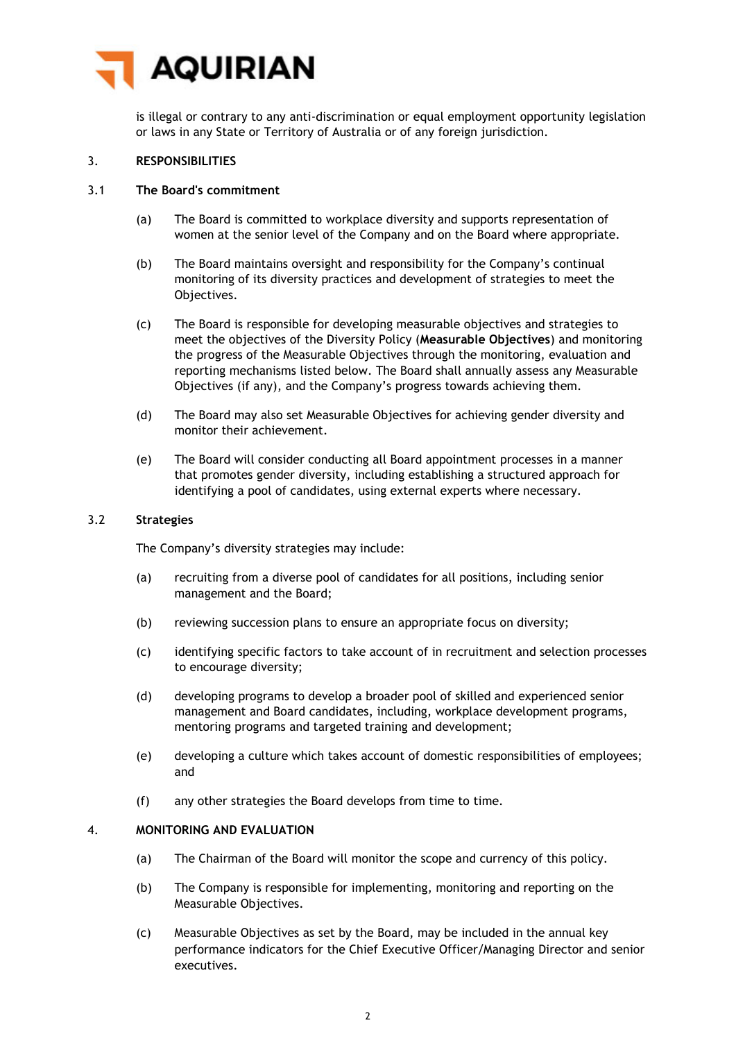is illegal or contrary to any anti-discrimination or equal employment opportunity legislation or laws in any State or Territory of Australia or of any foreign jurisdiction.

## 3. RESPONSIBILITIES

### 3.1 The Board's commitment

(a) The Board is committed to workplace diversity and supports representation of women at the senior level of the Company and on the Board where appropriate.

(b) The Board maintains oversight and responsibility for the Company's continual monitoring of its diversity practices and development of strategies to meet the Objectives.

(c) The Board is responsible for developing measurable objectives and strategies to meet the objectives of the Diversity Policy (**Measurable Objectives**) and monitoring the progress of the Measurable Objectives through the monitoring, evaluation and reporting mechanisms listed below. The Board shall annually assess any Measurable Objectives (if any), and the Company's progress towards achieving them.

(d) The Board may also set Measurable Objectives for achieving gender diversity and monitor their achievement.

(e) The Board will consider conducting all Board appointment processes in a manner that promotes gender diversity, including establishing a structured approach for identifying a pool of candidates, using external experts where necessary.

### 3.2 Strategies

The Company's diversity strategies may include:

(a) recruiting from a diverse pool of candidates for all positions, including senior management and the Board;

(b) reviewing succession plans to ensure an appropriate focus on diversity;

(c) identifying specific factors to take account of in recruitment and selection processes to encourage diversity;

(d) developing programs to develop a broader pool of skilled and experienced senior management and Board candidates, including, workplace development programs, mentoring programs and targeted training and development;

(e) developing a culture which takes account of domestic responsibilities of employees; and

(f) any other strategies the Board develops from time to time.

## 4. MONITORING AND EVALUATION

(a) The Chairman of the Board will monitor the scope and currency of this policy.

(b) The Company is responsible for implementing, monitoring and reporting on the Measurable Objectives.

(c) Measurable Objectives as set by the Board, may be included in the annual key performance indicators for the Chief Executive Officer/Managing Director and senior executives.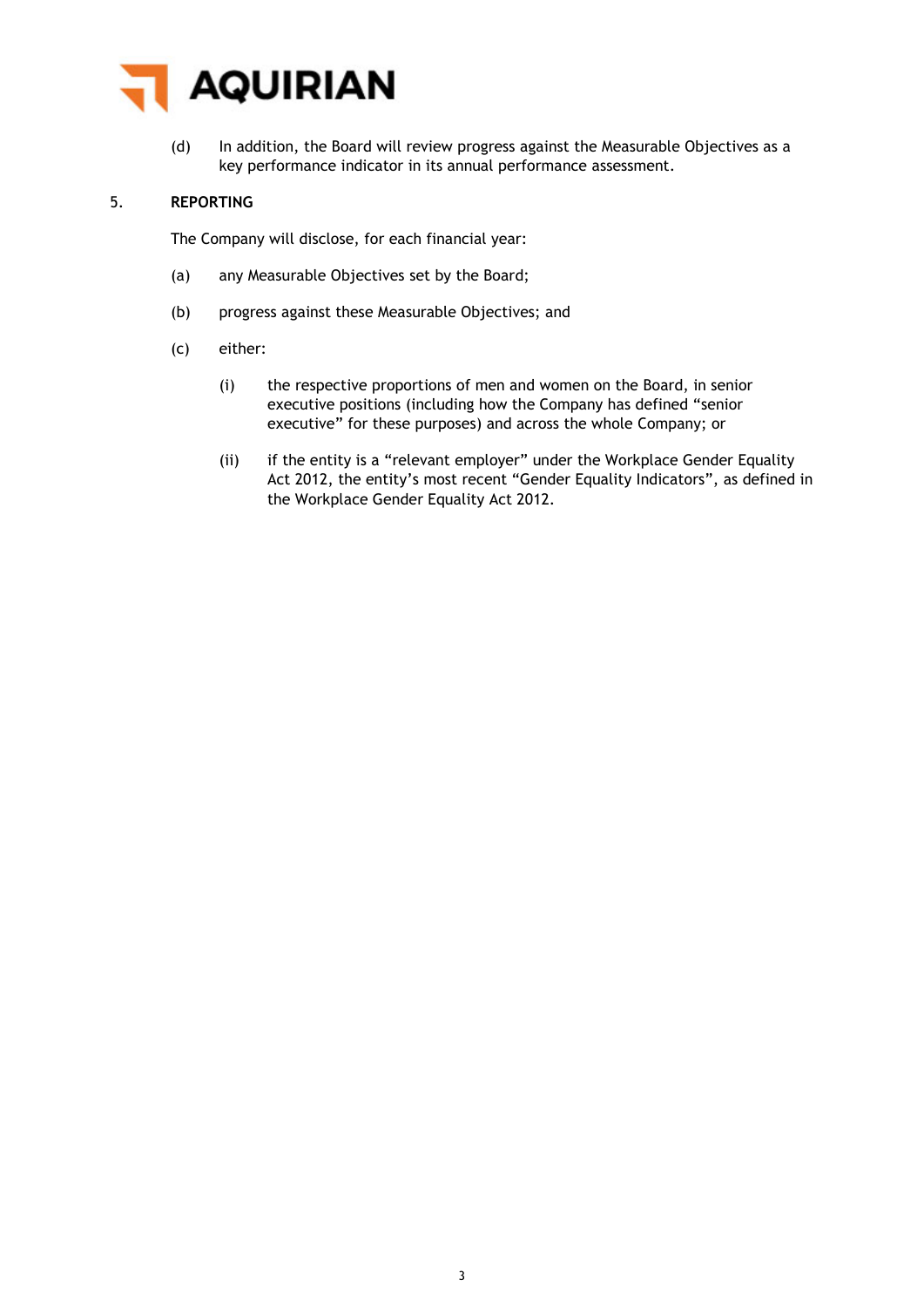(d) In addition, the Board will review progress against the Measurable Objectives as a key performance indicator in its annual performance assessment.

## 5. REPORTING

The Company will disclose, for each financial year:

(a) any Measurable Objectives set by the Board;

(b) progress against these Measurable Objectives; and

(c) either:

  (i) the respective proportions of men and women on the Board, in senior executive positions (including how the Company has defined "senior executive" for these purposes) and across the whole Company; or

  (ii) if the entity is a "relevant employer" under the Workplace Gender Equality Act 2012, the entity's most recent "Gender Equality Indicators", as defined in the Workplace Gender Equality Act 2012.